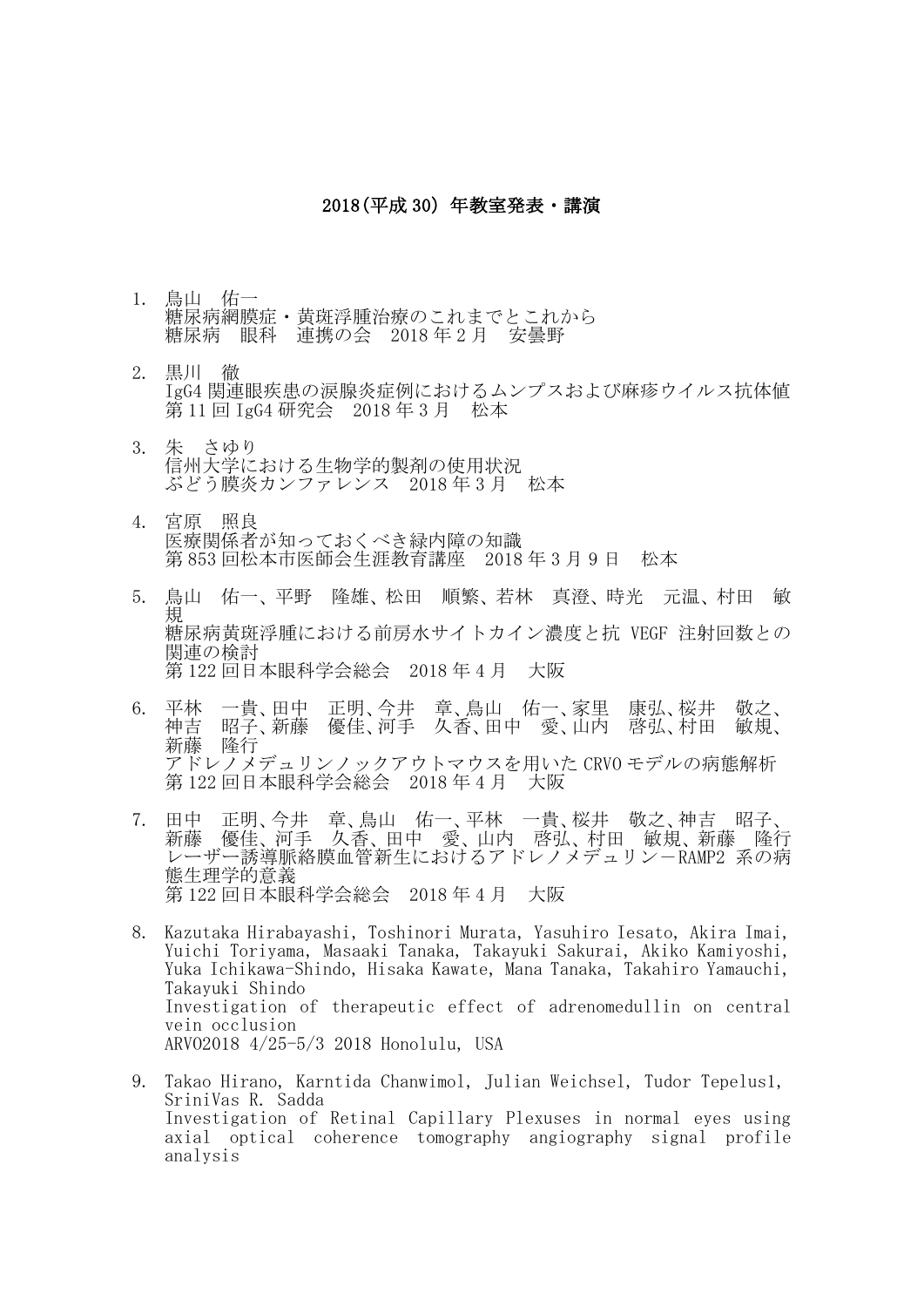# 2018(平成 30) 年教室発表・講演

1. 鳥山　佑一
   糖尿病網膜症・黄斑浮腫治療のこれまでとこれから
   糖尿病　眼科　連携の会　2018 年 2 月　安曇野

2. 黒川　徹
   IgG4 関連眼疾患の涙腺炎症例におけるムンプスおよび麻疹ウイルス抗体値
   第 11 回 IgG4 研究会　2018 年 3 月　松本

3. 朱　さゆり
   信州大学における生物学的製剤の使用状況
   ぶどう膜炎カンファレンス　2018 年 3 月　松本

4. 宮原　照良
   医療関係者が知っておくべき緑内障の知識
   第 853 回松本市医師会生涯教育講座　2018 年 3 月 9 日　松本

5. 鳥山　佑一、平野　隆雄、松田　順繁、若林　真澄、時光　元温、村田　敏規
   糖尿病黄斑浮腫における前房水サイトカイン濃度と抗 VEGF 注射回数との関連の検討
   第 122 回日本眼科学会総会　2018 年 4 月　大阪

6. 平林　一貴、田中　正明、今井　章、鳥山　佑一、家里　康弘、桜井　敬之、神吉　昭子、新藤　優佳、河手　久香、田中　愛、山内　啓弘、村田　敏規、新藤　隆行
   アドレノメデュリンノックアウトマウスを用いた CRVO モデルの病態解析
   第 122 回日本眼科学会総会　2018 年 4 月　大阪

7. 田中　正明、今井　章、鳥山　佑一、平林　一貴、桜井　敬之、神吉　昭子、新藤　優佳、河手　久香、田中　愛、山内　啓弘、村田　敏規、新藤　隆行
   レーザー誘導脈絡膜血管新生におけるアドレノメデュリン－RAMP2 系の病態生理学的意義
   第 122 回日本眼科学会総会　2018 年 4 月　大阪

8. Kazutaka Hirabayashi, Toshinori Murata, Yasuhiro Iesato, Akira Imai, Yuichi Toriyama, Masaaki Tanaka, Takayuki Sakurai, Akiko Kamiyoshi, Yuka Ichikawa-Shindo, Hisaka Kawate, Mana Tanaka, Takahiro Yamauchi, Takayuki Shindo
   Investigation of therapeutic effect of adrenomedullin on central vein occlusion
   ARVO2018 4/25-5/3 2018 Honolulu, USA

9. Takao Hirano, Karntida Chanwimol, Julian Weichsel, Tudor Tepelus1, SriniVas R. Sadda
   Investigation of Retinal Capillary Plexuses in normal eyes using axial optical coherence tomography angiography signal profile analysis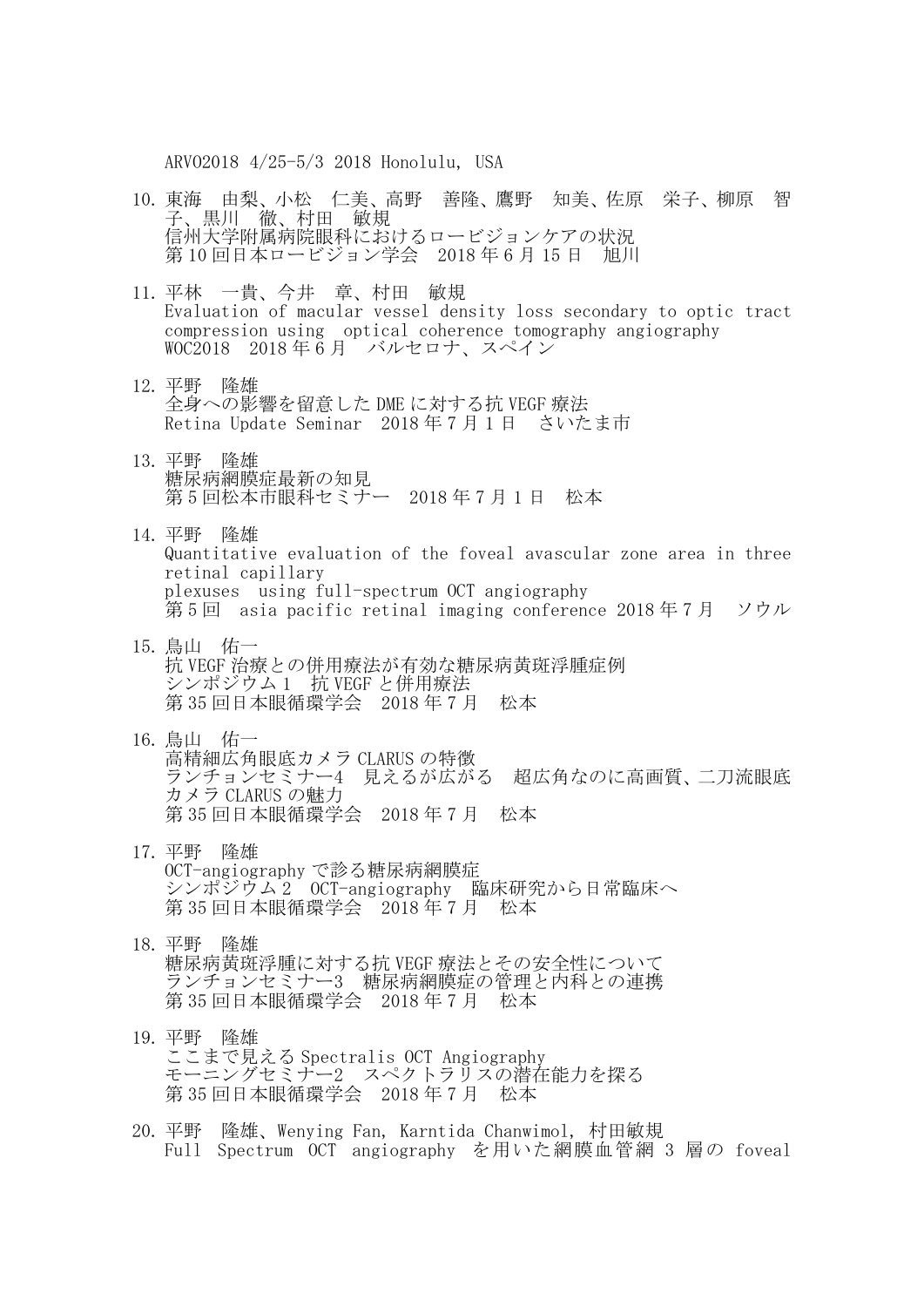ARVO2018 4/25-5/3 2018 Honolulu, USA

10. 東海　由梨、小松　仁美、高野　善隆、鷹野　知美、佐原　栄子、柳原　智子、黒川　徹、村田　敏規
    信州大学附属病院眼科におけるロービジョンケアの状況
    第10回日本ロービジョン学会　2018年6月15日　旭川

11. 平林　一貴、今井　章、村田　敏規
    Evaluation of macular vessel density loss secondary to optic tract compression using optical coherence tomography angiography
    WOC2018　2018年6月　バルセロナ、スペイン

12. 平野　隆雄
    全身への影響を留意したDMEに対する抗VEGF療法
    Retina Update Seminar　2018年7月1日　さいたま市

13. 平野　隆雄
    糖尿病網膜症最新の知見
    第5回松本市眼科セミナー　2018年7月1日　松本

14. 平野　隆雄
    Quantitative evaluation of the foveal avascular zone area in three retinal capillary plexuses using full-spectrum OCT angiography
    第5回　asia pacific retinal imaging conference 2018年7月　ソウル

15. 鳥山　佑一
    抗VEGF治療との併用療法が有効な糖尿病黄斑浮腫症例
    シンポジウム1　抗VEGFと併用療法
    第35回日本眼循環学会　2018年7月　松本

16. 鳥山　佑一
    高精細広角眼底カメラCLARUSの特徴
    ランチョンセミナー4　見えるが広がる　超広角なのに高画質、二刀流眼底カメラCLARUSの魅力
    第35回日本眼循環学会　2018年7月　松本

17. 平野　隆雄
    OCT-angiographyで診る糖尿病網膜症
    シンポジウム2　OCT-angiography　臨床研究から日常臨床へ
    第35回日本眼循環学会　2018年7月　松本

18. 平野　隆雄
    糖尿病黄斑浮腫に対する抗VEGF療法とその安全性について
    ランチョンセミナー3　糖尿病網膜症の管理と内科との連携
    第35回日本眼循環学会　2018年7月　松本

19. 平野　隆雄
    ここまで見えるSpectralis OCT Angiography
    モーニングセミナー2　スペクトラリスの潜在能力を探る
    第35回日本眼循環学会　2018年7月　松本

20. 平野　隆雄、Wenying Fan, Karntida Chanwimol, 村田敏規
    Full Spectrum OCT angiography を用いた網膜血管網3層の foveal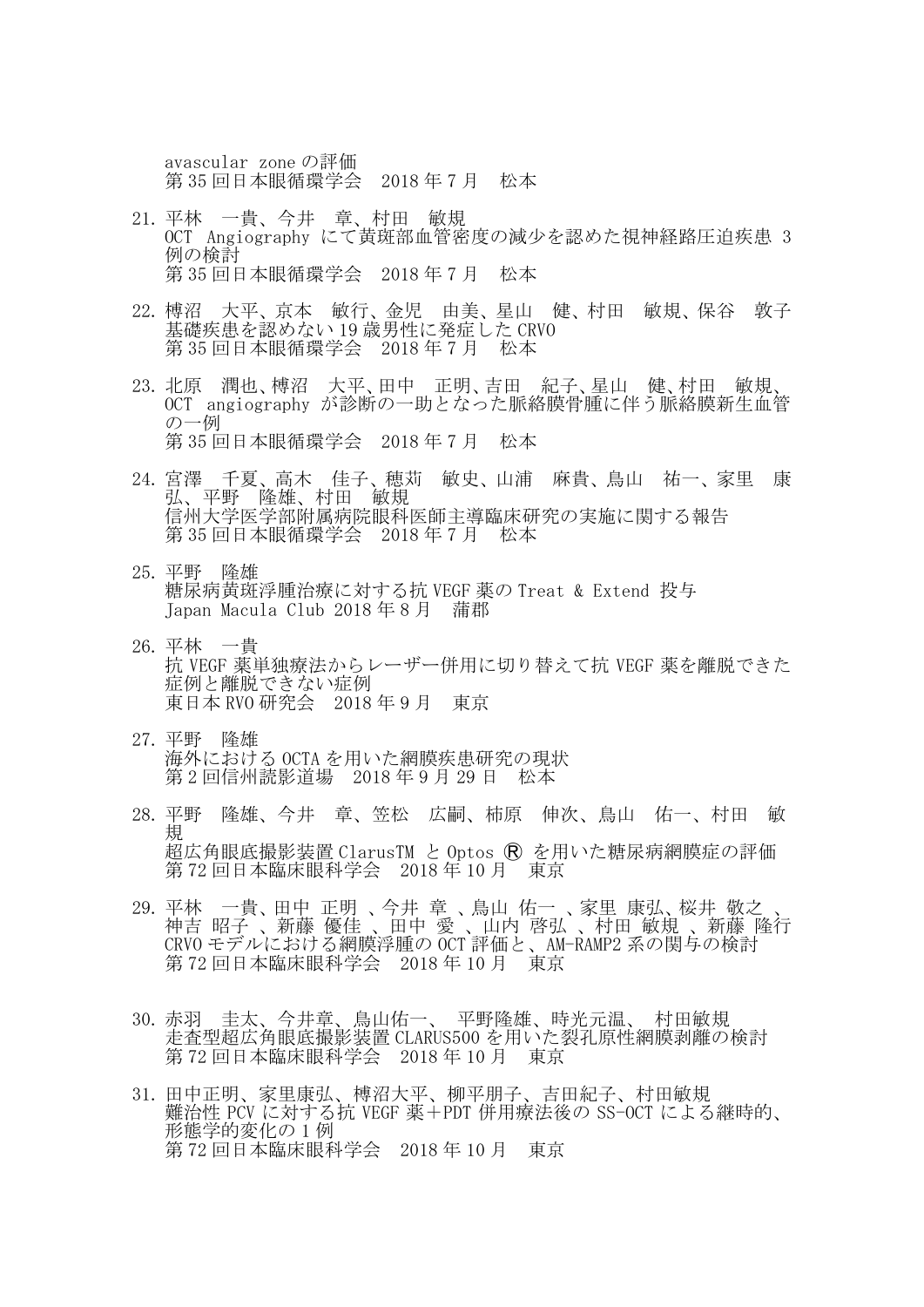avascular zone の評価
第 35 回日本眼循環学会　2018 年 7 月　松本

21. 平林　一貴、今井　章、村田　敏規
OCT Angiography にて黄斑部血管密度の減少を認めた視神経路圧迫疾患 3 例の検討
第 35 回日本眼循環学会　2018 年 7 月　松本

22. 榑沼　大平、京本　敏行、金児　由美、星山　健、村田　敏規、保谷　敦子
基礎疾患を認めない 19 歳男性に発症した CRVO
第 35 回日本眼循環学会　2018 年 7 月　松本

23. 北原　潤也、榑沼　大平、田中　正明、吉田　紀子、星山　健、村田　敏規、
OCT angiography が診断の一助となった脈絡膜骨腫に伴う脈絡膜新生血管の一例
第 35 回日本眼循環学会　2018 年 7 月　松本

24. 宮澤　千夏、高木　佳子、穂苅　敏史、山浦　麻貴、鳥山　祐一、家里　康弘、平野　隆雄、村田　敏規
信州大学医学部附属病院眼科医師主導臨床研究の実施に関する報告
第 35 回日本眼循環学会　2018 年 7 月　松本

25. 平野　隆雄
糖尿病黄斑浮腫治療に対する抗 VEGF 薬の Treat & Extend 投与
Japan Macula Club 2018 年 8 月　蒲郡

26. 平林　一貴
抗 VEGF 薬単独療法からレーザー併用に切り替えて抗 VEGF 薬を離脱できた症例と離脱できない症例
東日本 RVO 研究会　2018 年 9 月　東京

27. 平野　隆雄
海外における OCTA を用いた網膜疾患研究の現状
第 2 回信州読影道場　2018 年 9 月 29 日　松本

28. 平野　隆雄、今井　章、笠松　広嗣、柿原　伸次、鳥山　佑一、村田　敏規
超広角眼底撮影装置 ClarusTM と Optos Ⓡ を用いた糖尿病網膜症の評価
第 72 回日本臨床眼科学会　2018 年 10 月　東京

29. 平林　一貴、田中 正明 、今井 章 、鳥山 佑一 、家里 康弘、桜井 敬之 、神吉 昭子 、新藤 優佳 、田中 愛 、山内 啓弘 、村田 敏規 、新藤 隆行
CRVO モデルにおける網膜浮腫の OCT 評価と、AM-RAMP2 系の関与の検討
第 72 回日本臨床眼科学会　2018 年 10 月　東京

30. 赤羽　圭太、今井章、鳥山佑一、　平野隆雄、時光元温、　村田敏規
走査型超広角眼底撮影装置 CLARUS500 を用いた裂孔原性網膜剥離の検討
第 72 回日本臨床眼科学会　2018 年 10 月　東京

31. 田中正明、家里康弘、榑沼大平、柳平朋子、吉田紀子、村田敏規
難治性 PCV に対する抗 VEGF 薬＋PDT 併用療法後の SS-OCT による継時的、形態学的変化の 1 例
第 72 回日本臨床眼科学会　2018 年 10 月　東京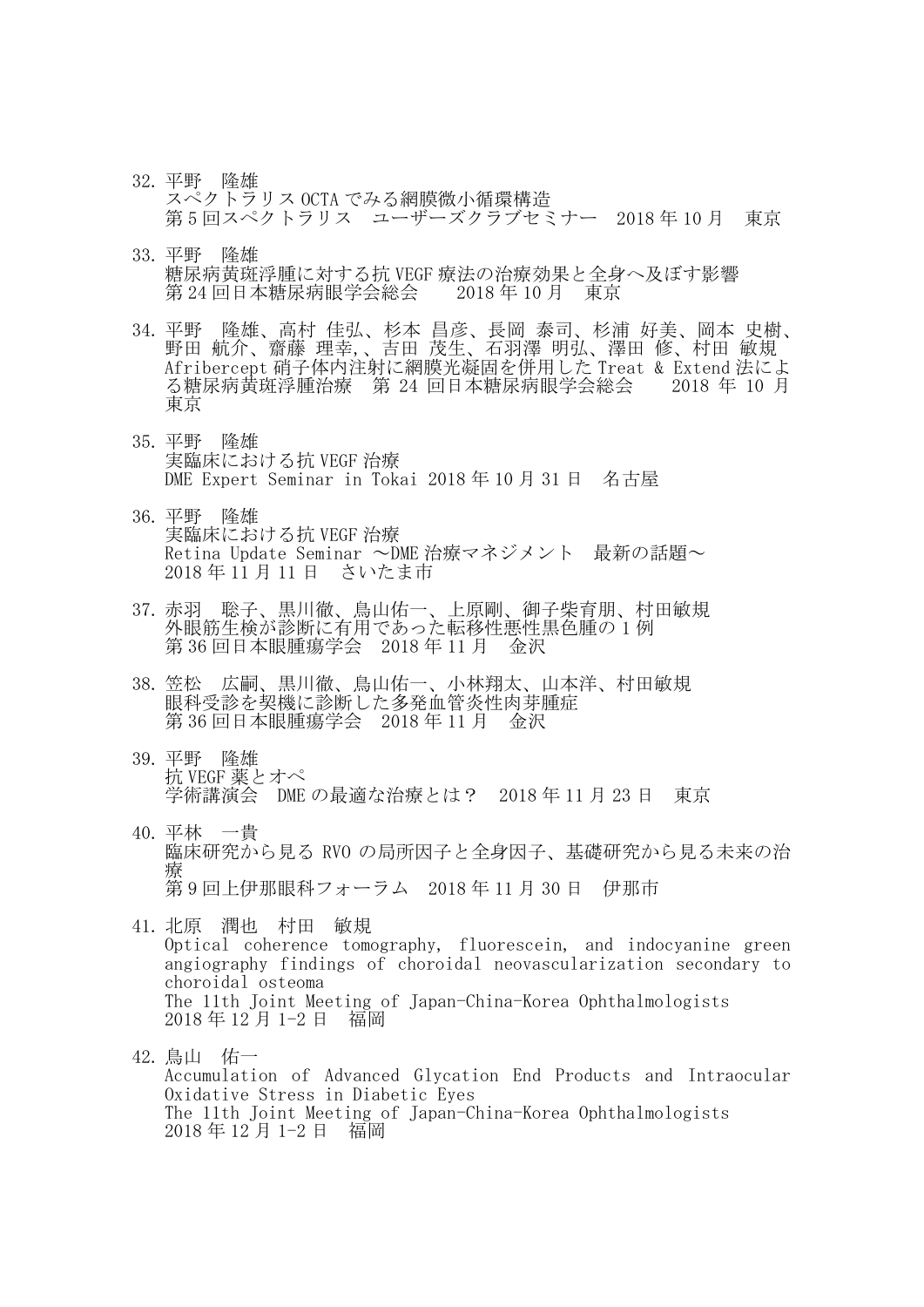32. 平野　隆雄
    スペクトラリス OCTA でみる網膜微小循環構造
    第 5 回スペクトラリス　ユーザーズクラブセミナー　2018 年 10 月　東京

33. 平野　隆雄
    糖尿病黄斑浮腫に対する抗 VEGF 療法の治療効果と全身へ及ぼす影響
    第 24 回日本糖尿病眼学会総会　　2018 年 10 月　東京

34. 平野　隆雄、高村 佳弘、杉本 昌彦、長岡 泰司、杉浦 好美、岡本 史樹、野田 航介、齋藤 理幸,、吉田 茂生、石羽澤 明弘、澤田 修、村田 敏規
    Afribercept 硝子体内注射に網膜光凝固を併用した Treat & Extend 法による糖尿病黄斑浮腫治療　第 24 回日本糖尿病眼学会総会　　2018 年 10 月　東京

35. 平野　隆雄
    実臨床における抗 VEGF 治療
    DME Expert Seminar in Tokai 2018 年 10 月 31 日　名古屋

36. 平野　隆雄
    実臨床における抗 VEGF 治療
    Retina Update Seminar 〜DME 治療マネジメント　最新の話題〜
    2018 年 11 月 11 日　さいたま市

37. 赤羽　聡子、黒川徹、鳥山佑一、上原剛、御子柴育朋、村田敏規
    外眼筋生検が診断に有用であった転移性悪性黒色腫の 1 例
    第 36 回日本眼腫瘍学会　2018 年 11 月　金沢

38. 笠松　広嗣、黒川徹、鳥山佑一、小林翔太、山本洋、村田敏規
    眼科受診を契機に診断した多発血管炎性肉芽腫症
    第 36 回日本眼腫瘍学会　2018 年 11 月　金沢

39. 平野　隆雄
    抗 VEGF 薬とオペ
    学術講演会　DME の最適な治療とは？　2018 年 11 月 23 日　東京

40. 平林　一貴
    臨床研究から見る RVO の局所因子と全身因子、基礎研究から見る未来の治療
    第 9 回上伊那眼科フォーラム　2018 年 11 月 30 日　伊那市

41. 北原　潤也　村田　敏規
    Optical coherence tomography, fluorescein, and indocyanine green angiography findings of choroidal neovascularization secondary to choroidal osteoma
    The 11th Joint Meeting of Japan-China-Korea Ophthalmologists
    2018 年 12 月 1-2 日　福岡

42. 鳥山　佑一
    Accumulation of Advanced Glycation End Products and Intraocular Oxidative Stress in Diabetic Eyes
    The 11th Joint Meeting of Japan-China-Korea Ophthalmologists
    2018 年 12 月 1-2 日　福岡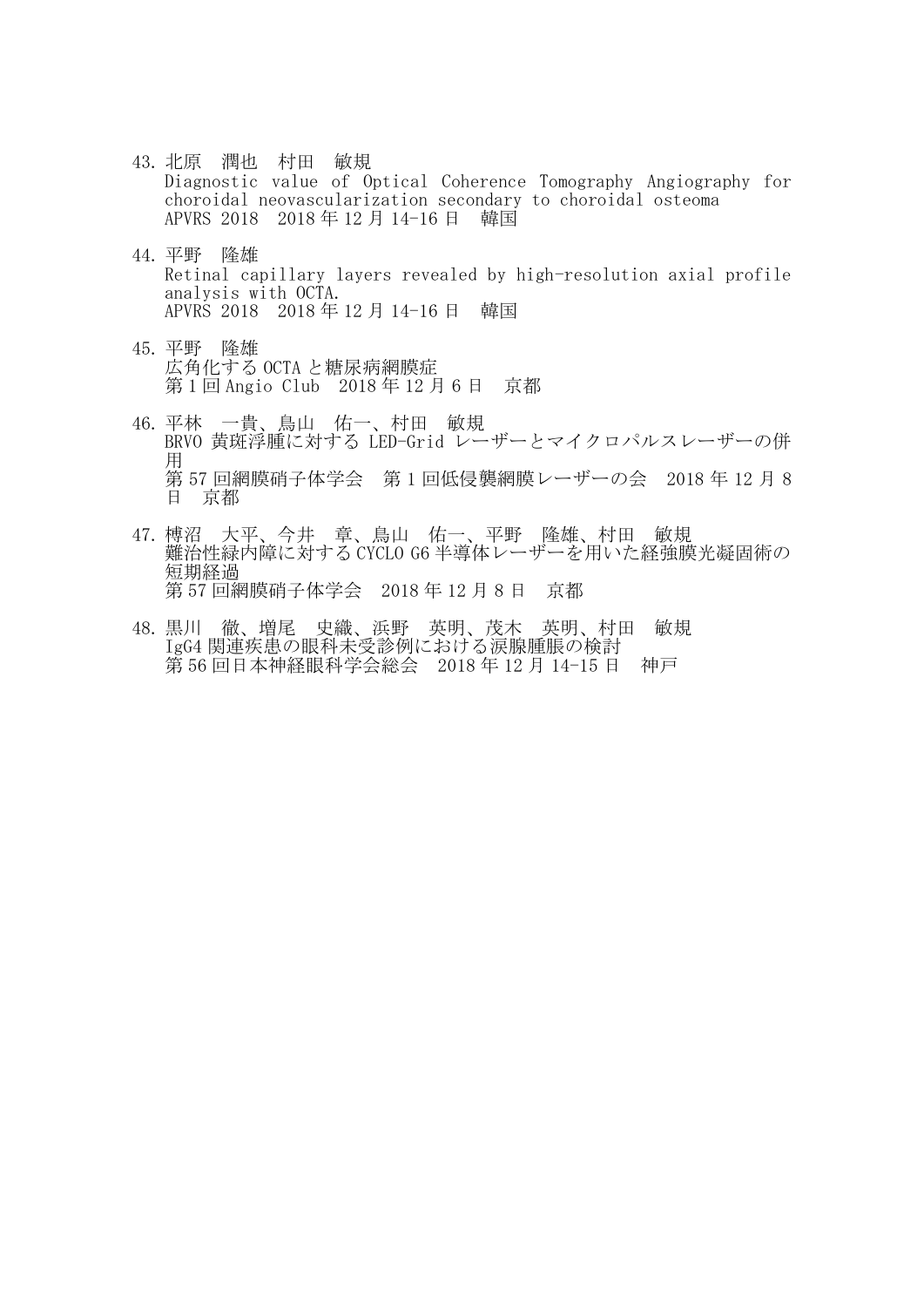43. 北原　潤也　村田　敏規
    Diagnostic value of Optical Coherence Tomography Angiography for choroidal neovascularization secondary to choroidal osteoma
    APVRS 2018　2018 年 12 月 14-16 日　韓国

44. 平野　隆雄
    Retinal capillary layers revealed by high-resolution axial profile analysis with OCTA.
    APVRS 2018　2018 年 12 月 14-16 日　韓国

45. 平野　隆雄
    広角化する OCTA と糖尿病網膜症
    第 1 回 Angio Club　2018 年 12 月 6 日　京都

46. 平林　一貴、鳥山　佑一、村田　敏規
    BRVO 黄斑浮腫に対する LED-Grid レーザーとマイクロパルスレーザーの併用
    第 57 回網膜硝子体学会　第 1 回低侵襲網膜レーザーの会　2018 年 12 月 8 日　京都

47. 榑沼　大平、今井　章、鳥山　佑一、平野　隆雄、村田　敏規
    難治性緑内障に対する CYCLO G6 半導体レーザーを用いた経強膜光凝固術の短期経過
    第 57 回網膜硝子体学会　2018 年 12 月 8 日　京都

48. 黒川　徹、増尾　史織、浜野　英明、茂木　英明、村田　敏規
    IgG4 関連疾患の眼科未受診例における涙腺腫脹の検討
    第 56 回日本神経眼科学会総会　2018 年 12 月 14-15 日　神戸